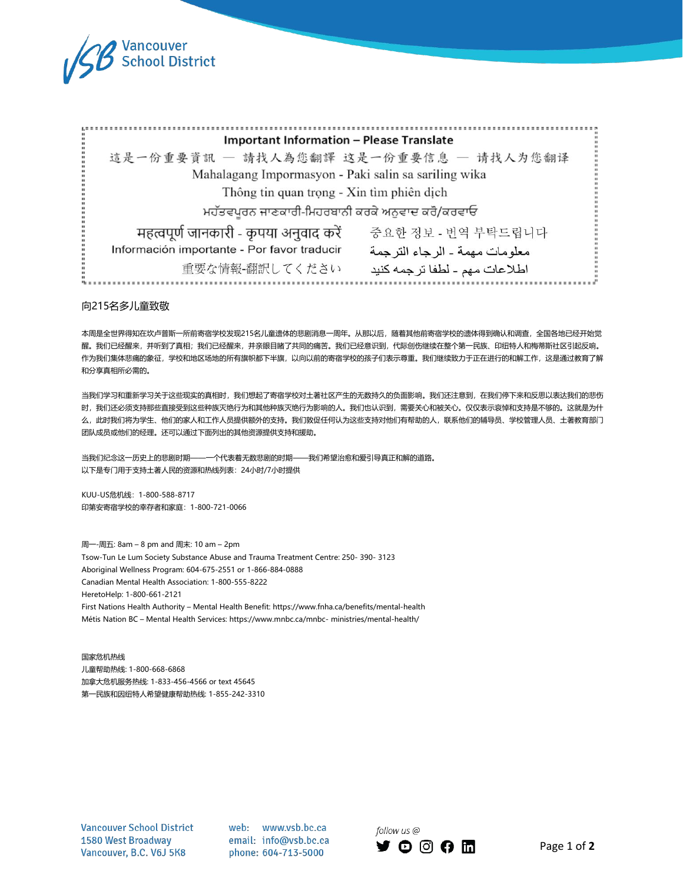Important Information – Please Translate

這是一份重要資訊 — 請找人為您翻譯 这是一份重要信息 — 请找人为您翻译

Mahalagang Impormasyon - Paki salin sa sariling wika

Thông tin quan trọng - Xin tìm phiên dịch

ਮਹੱਤਵਪੂਰਨ ਜਾਣਕਾਰੀ-ਮਿਹਰਬਾਨੀ ਕਰਕੇ ਅਨੁਵਾਦ ਕਰੋ/ਕਰਵਾਓ

महत्वपूर्ण जानकारी - कृपया अनुवाद करें

중요한 정보 - 번역 부탁드립니다

Información importante - Por favor traducir

معلومات مهمة - الرجاء الترجمة

重要な情報-翻訳してください

اطلاعات مهم - لطفا ترجمه کنید

## 向215名多儿童致敬

本周是全世界得知在坎卢普斯一所前寄宿学校发现215名儿童遗体的悲剧消息一周年。从那以后，随着其他前寄宿学校的遗体得到确认和调查，全国各地已经开始觉醒。我们已经醒来，并听到了真相；我们已经醒来，并亲眼目睹了共同的痛苦。我们已经意识到，代际创伤继续在整个第一民族、印纽特人和梅蒂斯社区引起反响。作为我们集体悲痛的象征，学校和地区场地的所有旗帜都下半旗，以向以前的寄宿学校的孩子们表示尊重。我们继续致力于正在进行的和解工作，这是通过教育了解和分享真相所必需的。

当我们学习和重新学习关于这些现实的真相时，我们想起了寄宿学校对土著社区产生的无数持久的负面影响。我们还注意到，在我们停下来和反思以表达我们的悲伤时，我们还必须支持那些直接受到这些种族灭绝行为和其他种族灭绝行为影响的人。我们也认识到，需要关心和被关心。仅仅表示哀悼和支持是不够的。这就是为什么，此时我们将为学生、他们的家人和工作人员提供额外的支持。我们敦促任何认为这些支持对他们有帮助的人，联系他们的辅导员、学校管理人员、土著教育部门团队成员或他们的经理。还可以通过下面列出的其他资源提供支持和援助。

当我们纪念这一历史上的悲剧时期——一个代表着无数悲剧的时期——我们希望治愈和爱引导真正和解的道路。
以下是专门用于支持土著人民的资源和热线列表：24小时/7小时提供

KUU-US危机线：1-800-588-8717
印第安寄宿学校的幸存者和家庭：1-800-721-0066

周一-周五: 8am – 8 pm and 周末: 10 am – 2pm
Tsow-Tun Le Lum Society Substance Abuse and Trauma Treatment Centre: 250- 390- 3123
Aboriginal Wellness Program: 604-675-2551 or 1-866-884-0888
Canadian Mental Health Association: 1-800-555-8222
HeretoHelp: 1-800-661-2121
First Nations Health Authority – Mental Health Benefit: https://www.fnha.ca/benefits/mental-health
Métis Nation BC – Mental Health Services: https://www.mnbc.ca/mnbc- ministries/mental-health/

国家危机热线
儿童帮助热线: 1-800-668-6868
加拿大危机服务热线: 1-833-456-4566 or text 45645
第一民族和因纽特人希望健康帮助热线: 1-855-242-3310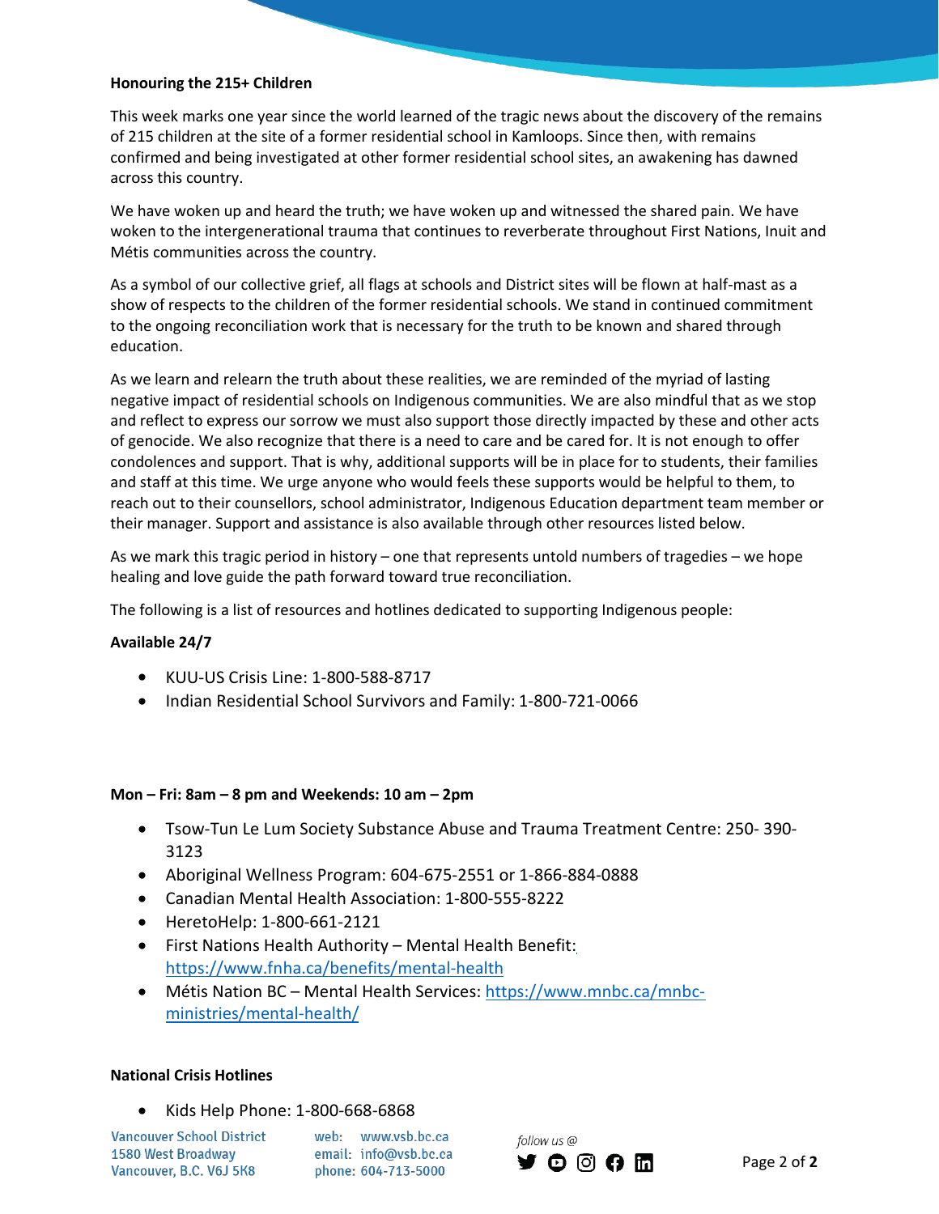**Honouring the 215+ Children**

This week marks one year since the world learned of the tragic news about the discovery of the remains of 215 children at the site of a former residential school in Kamloops. Since then, with remains confirmed and being investigated at other former residential school sites, an awakening has dawned across this country.

We have woken up and heard the truth; we have woken up and witnessed the shared pain. We have woken to the intergenerational trauma that continues to reverberate throughout First Nations, Inuit and Métis communities across the country.

As a symbol of our collective grief, all flags at schools and District sites will be flown at half-mast as a show of respects to the children of the former residential schools. We stand in continued commitment to the ongoing reconciliation work that is necessary for the truth to be known and shared through education.

As we learn and relearn the truth about these realities, we are reminded of the myriad of lasting negative impact of residential schools on Indigenous communities. We are also mindful that as we stop and reflect to express our sorrow we must also support those directly impacted by these and other acts of genocide. We also recognize that there is a need to care and be cared for. It is not enough to offer condolences and support. That is why, additional supports will be in place for to students, their families and staff at this time. We urge anyone who would feels these supports would be helpful to them, to reach out to their counsellors, school administrator, Indigenous Education department team member or their manager. Support and assistance is also available through other resources listed below.

As we mark this tragic period in history – one that represents untold numbers of tragedies – we hope healing and love guide the path forward toward true reconciliation.

The following is a list of resources and hotlines dedicated to supporting Indigenous people:

**Available 24/7**

- KUU-US Crisis Line: 1-800-588-8717
- Indian Residential School Survivors and Family: 1-800-721-0066

**Mon – Fri: 8am – 8 pm and Weekends: 10 am – 2pm**

- Tsow-Tun Le Lum Society Substance Abuse and Trauma Treatment Centre: 250- 390-3123
- Aboriginal Wellness Program: 604-675-2551 or 1-866-884-0888
- Canadian Mental Health Association: 1-800-555-8222
- HeretoHelp: 1-800-661-2121
- First Nations Health Authority – Mental Health Benefit: https://www.fnha.ca/benefits/mental-health
- Métis Nation BC – Mental Health Services: https://www.mnbc.ca/mnbc-ministries/mental-health/

**National Crisis Hotlines**

- Kids Help Phone: 1-800-668-6868

Vancouver School District
1580 West Broadway
Vancouver, B.C. V6J 5K8

web: www.vsb.bc.ca
email: info@vsb.bc.ca
phone: 604-713-5000

*follow us @*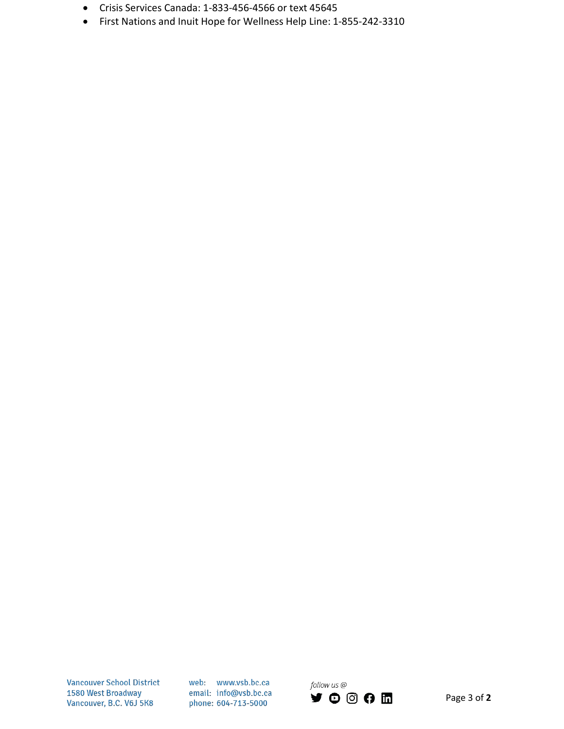- Crisis Services Canada: 1-833-456-4566 or text 45645
- First Nations and Inuit Hope for Wellness Help Line: 1-855-242-3310